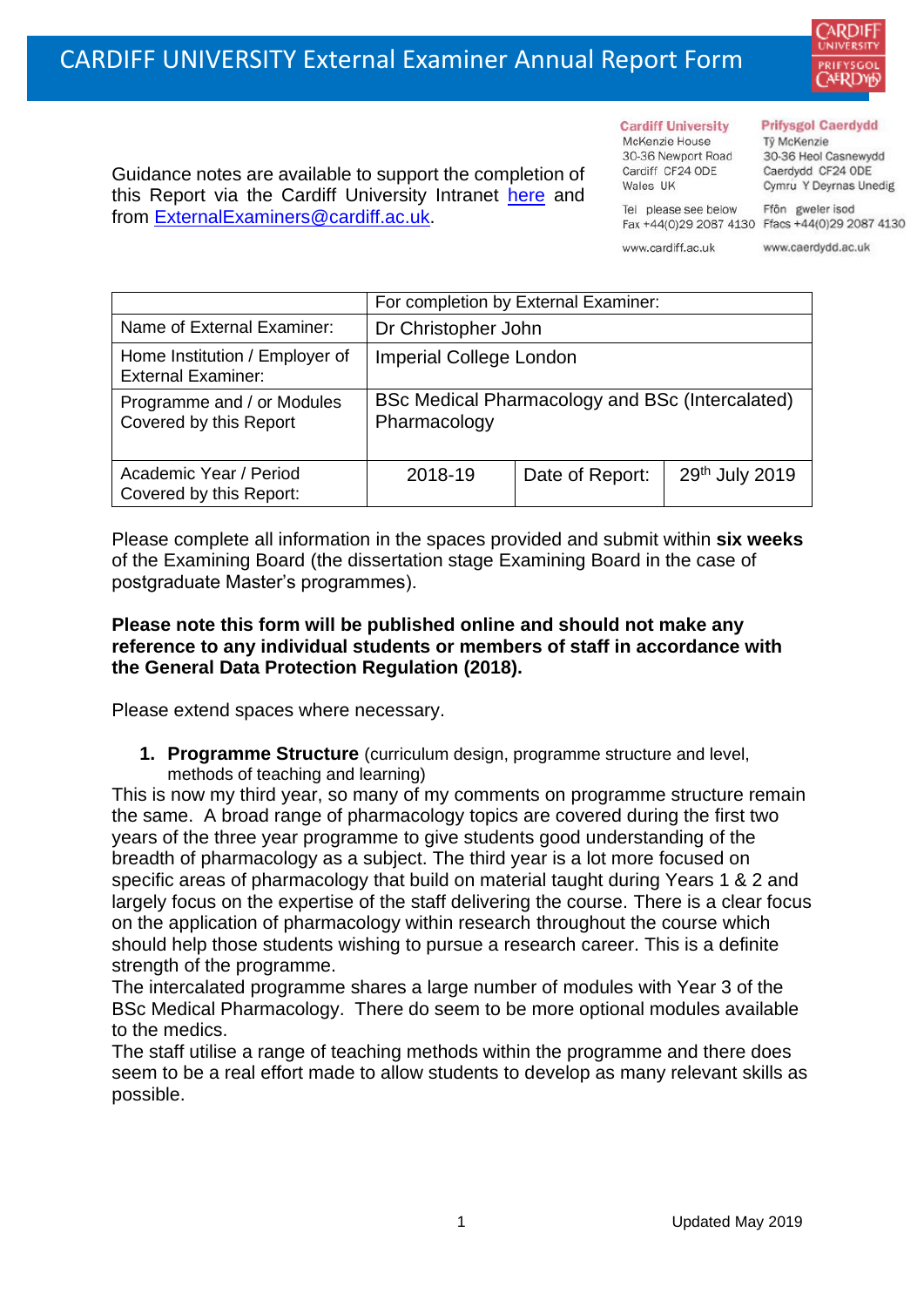# CARDIFF UNIVERSITY External Examiner Annual Report Form

Guidance notes are available to support the completion of this Report via the Cardiff University Intranet [here](#) and from ExternalExaminers@cardiff.ac.uk.

**Cardiff University**
McKenzie House
30-36 Newport Road
Cardiff CF24 0DE
Wales UK

Tel please see below
Fax +44(0)29 2087 4130

www.cardiff.ac.uk

**Prifysgol Caerdydd**
Tŷ McKenzie
30-36 Heol Casnewydd
Caerdydd CF24 0DE
Cymru Y Deyrnas Unedig

Ffôn gweler isod
Ffacs +44(0)29 2087 4130

www.caerdydd.ac.uk

| | For completion by External Examiner: | | |
|---|---|---|---|
| Name of External Examiner: | Dr Christopher John | | |
| Home Institution / Employer of External Examiner: | Imperial College London | | |
| Programme and / or Modules Covered by this Report | BSc Medical Pharmacology and BSc (Intercalated) Pharmacology | | |
| Academic Year / Period Covered by this Report: | 2018-19 | Date of Report: | 29th July 2019 |

Please complete all information in the spaces provided and submit within **six weeks** of the Examining Board (the dissertation stage Examining Board in the case of postgraduate Master's programmes).

**Please note this form will be published online and should not make any reference to any individual students or members of staff in accordance with the General Data Protection Regulation (2018).**

Please extend spaces where necessary.

1. **Programme Structure** (curriculum design, programme structure and level, methods of teaching and learning)

This is now my third year, so many of my comments on programme structure remain the same. A broad range of pharmacology topics are covered during the first two years of the three year programme to give students good understanding of the breadth of pharmacology as a subject. The third year is a lot more focused on specific areas of pharmacology that build on material taught during Years 1 & 2 and largely focus on the expertise of the staff delivering the course. There is a clear focus on the application of pharmacology within research throughout the course which should help those students wishing to pursue a research career. This is a definite strength of the programme.
The intercalated programme shares a large number of modules with Year 3 of the BSc Medical Pharmacology. There do seem to be more optional modules available to the medics.
The staff utilise a range of teaching methods within the programme and there does seem to be a real effort made to allow students to develop as many relevant skills as possible.

Updated May 2019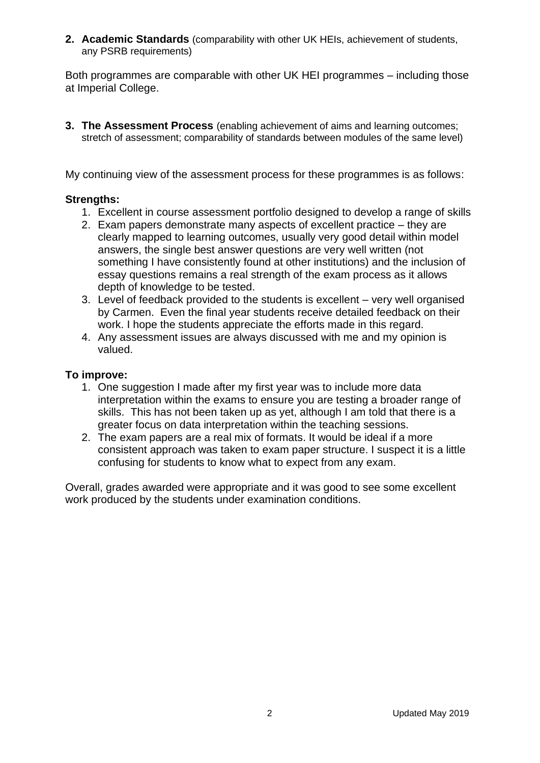**2. Academic Standards** (comparability with other UK HEIs, achievement of students, any PSRB requirements)

Both programmes are comparable with other UK HEI programmes – including those at Imperial College.

**3. The Assessment Process** (enabling achievement of aims and learning outcomes; stretch of assessment; comparability of standards between modules of the same level)

My continuing view of the assessment process for these programmes is as follows:

**Strengths:**

1. Excellent in course assessment portfolio designed to develop a range of skills
2. Exam papers demonstrate many aspects of excellent practice – they are clearly mapped to learning outcomes, usually very good detail within model answers, the single best answer questions are very well written (not something I have consistently found at other institutions) and the inclusion of essay questions remains a real strength of the exam process as it allows depth of knowledge to be tested.
3. Level of feedback provided to the students is excellent – very well organised by Carmen. Even the final year students receive detailed feedback on their work. I hope the students appreciate the efforts made in this regard.
4. Any assessment issues are always discussed with me and my opinion is valued.

**To improve:**

1. One suggestion I made after my first year was to include more data interpretation within the exams to ensure you are testing a broader range of skills. This has not been taken up as yet, although I am told that there is a greater focus on data interpretation within the teaching sessions.
2. The exam papers are a real mix of formats. It would be ideal if a more consistent approach was taken to exam paper structure. I suspect it is a little confusing for students to know what to expect from any exam.

Overall, grades awarded were appropriate and it was good to see some excellent work produced by the students under examination conditions.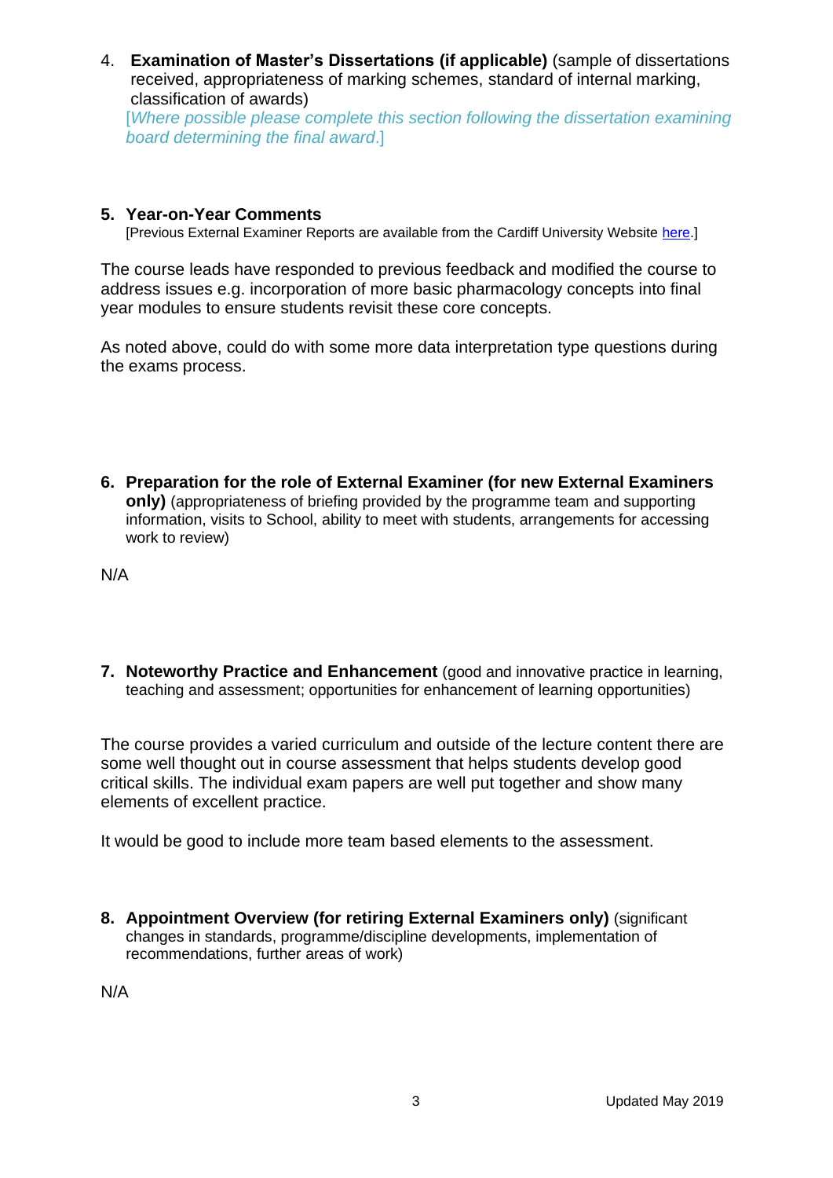4. **Examination of Master's Dissertations (if applicable)** (sample of dissertations received, appropriateness of marking schemes, standard of internal marking, classification of awards)
   [*Where possible please complete this section following the dissertation examining board determining the final award*.]

5. **Year-on-Year Comments**
   [Previous External Examiner Reports are available from the Cardiff University Website here.]

The course leads have responded to previous feedback and modified the course to address issues e.g. incorporation of more basic pharmacology concepts into final year modules to ensure students revisit these core concepts.

As noted above, could do with some more data interpretation type questions during the exams process.

6. **Preparation for the role of External Examiner (for new External Examiners only)** (appropriateness of briefing provided by the programme team and supporting information, visits to School, ability to meet with students, arrangements for accessing work to review)

N/A

7. **Noteworthy Practice and Enhancement** (good and innovative practice in learning, teaching and assessment; opportunities for enhancement of learning opportunities)

The course provides a varied curriculum and outside of the lecture content there are some well thought out in course assessment that helps students develop good critical skills. The individual exam papers are well put together and show many elements of excellent practice.

It would be good to include more team based elements to the assessment.

8. **Appointment Overview (for retiring External Examiners only)** (significant changes in standards, programme/discipline developments, implementation of recommendations, further areas of work)

N/A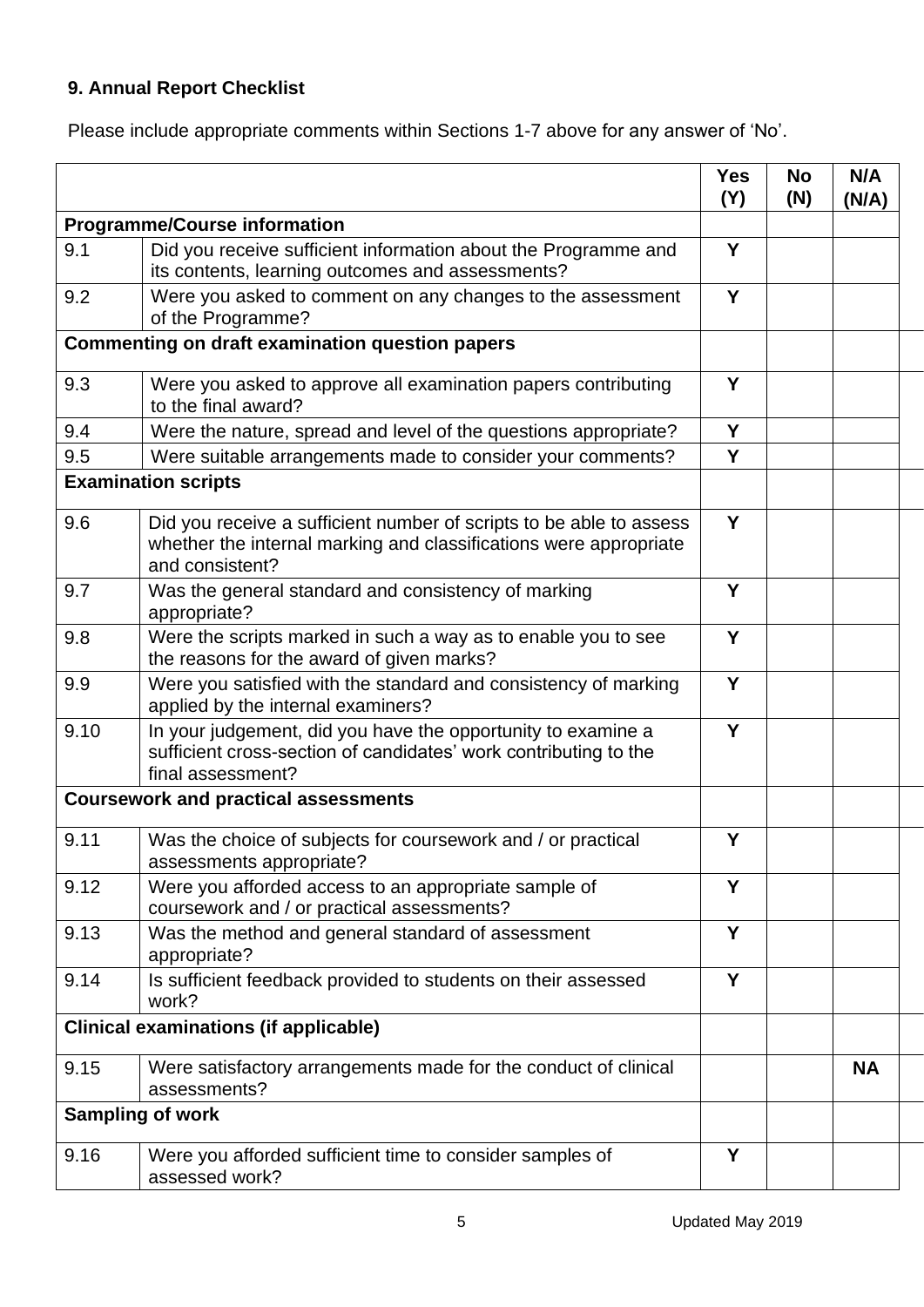## 9. Annual Report Checklist

Please include appropriate comments within Sections 1-7 above for any answer of 'No'.

| | | Yes (Y) | No (N) | N/A (N/A) |
|---|---|---|---|---|
| **Programme/Course information** | | | | |
| 9.1 | Did you receive sufficient information about the Programme and its contents, learning outcomes and assessments? | Y | | |
| 9.2 | Were you asked to comment on any changes to the assessment of the Programme? | Y | | |
| **Commenting on draft examination question papers** | | | | |
| 9.3 | Were you asked to approve all examination papers contributing to the final award? | Y | | |
| 9.4 | Were the nature, spread and level of the questions appropriate? | Y | | |
| 9.5 | Were suitable arrangements made to consider your comments? | Y | | |
| **Examination scripts** | | | | |
| 9.6 | Did you receive a sufficient number of scripts to be able to assess whether the internal marking and classifications were appropriate and consistent? | Y | | |
| 9.7 | Was the general standard and consistency of marking appropriate? | Y | | |
| 9.8 | Were the scripts marked in such a way as to enable you to see the reasons for the award of given marks? | Y | | |
| 9.9 | Were you satisfied with the standard and consistency of marking applied by the internal examiners? | Y | | |
| 9.10 | In your judgement, did you have the opportunity to examine a sufficient cross-section of candidates' work contributing to the final assessment? | Y | | |
| **Coursework and practical assessments** | | | | |
| 9.11 | Was the choice of subjects for coursework and / or practical assessments appropriate? | Y | | |
| 9.12 | Were you afforded access to an appropriate sample of coursework and / or practical assessments? | Y | | |
| 9.13 | Was the method and general standard of assessment appropriate? | Y | | |
| 9.14 | Is sufficient feedback provided to students on their assessed work? | Y | | |
| **Clinical examinations (if applicable)** | | | | |
| 9.15 | Were satisfactory arrangements made for the conduct of clinical assessments? | | | NA |
| **Sampling of work** | | | | |
| 9.16 | Were you afforded sufficient time to consider samples of assessed work? | Y | | |

Updated May 2019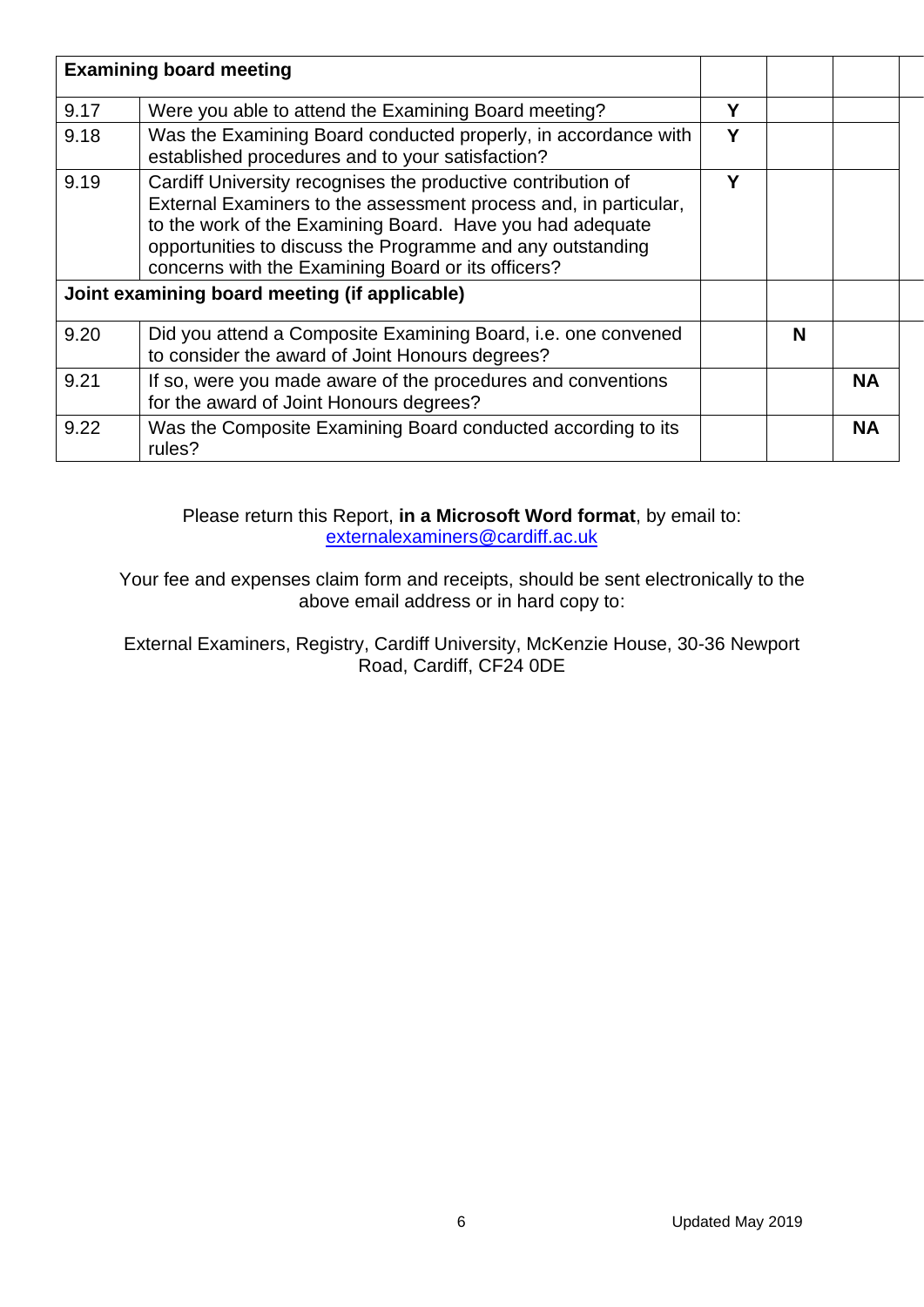| | | | | |
|---|---|---|---|---|
| **Examining board meeting** | | | | |
| 9.17 | Were you able to attend the Examining Board meeting? | **Y** | | |
| 9.18 | Was the Examining Board conducted properly, in accordance with established procedures and to your satisfaction? | **Y** | | |
| 9.19 | Cardiff University recognises the productive contribution of External Examiners to the assessment process and, in particular, to the work of the Examining Board. Have you had adequate opportunities to discuss the Programme and any outstanding concerns with the Examining Board or its officers? | **Y** | | |
| **Joint examining board meeting (if applicable)** | | | | |
| 9.20 | Did you attend a Composite Examining Board, i.e. one convened to consider the award of Joint Honours degrees? | | **N** | |
| 9.21 | If so, were you made aware of the procedures and conventions for the award of Joint Honours degrees? | | | **NA** |
| 9.22 | Was the Composite Examining Board conducted according to its rules? | | | **NA** |

Please return this Report, **in a Microsoft Word format**, by email to: externalexaminers@cardiff.ac.uk

Your fee and expenses claim form and receipts, should be sent electronically to the above email address or in hard copy to:

External Examiners, Registry, Cardiff University, McKenzie House, 30-36 Newport Road, Cardiff, CF24 0DE